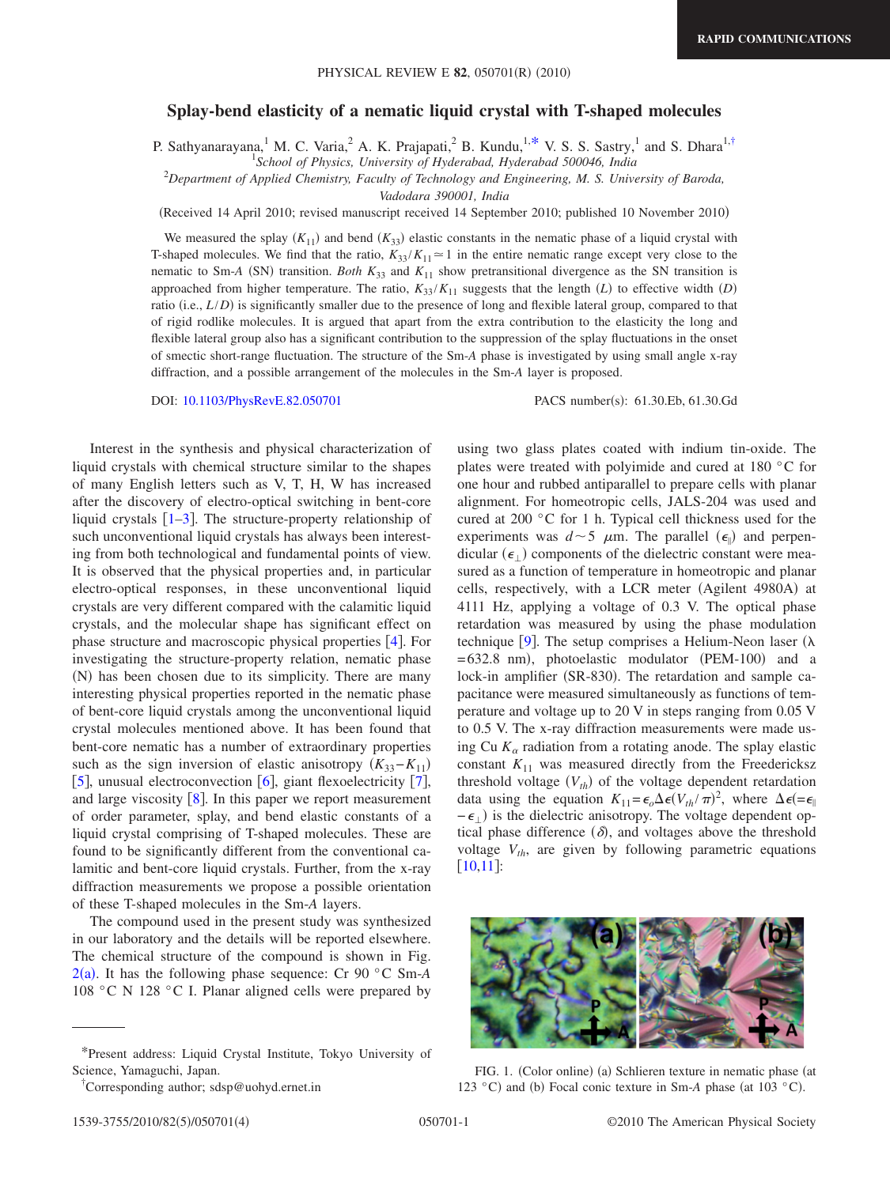# Splay-bend elasticity of a nematic liquid crystal with T-shaped molecules

P. Sathyanarayana,[1] M. C. Varia,[2] A. K. Prajapati,[2] B. Kundu,[1,*] V. S. S. Sastry,[1] and S. Dhara[1,†]

[1]*School of Physics, University of Hyderabad, Hyderabad 500046, India*

[2]*Department of Applied Chemistry, Faculty of Technology and Engineering, M. S. University of Baroda, Vadodara 390001, India*

(Received 14 April 2010; revised manuscript received 14 September 2010; published 10 November 2010)

We measured the splay ($K_{11}$) and bend ($K_{33}$) elastic constants in the nematic phase of a liquid crystal with T-shaped molecules. We find that the ratio, $K_{33}/K_{11} \simeq 1$ in the entire nematic range except very close to the nematic to Sm-*A* (SN) transition. *Both* $K_{33}$ and $K_{11}$ show pretransitional divergence as the SN transition is approached from higher temperature. The ratio, $K_{33}/K_{11}$ suggests that the length ($L$) to effective width ($D$) ratio (i.e., $L/D$) is significantly smaller due to the presence of long and flexible lateral group, compared to that of rigid rodlike molecules. It is argued that apart from the extra contribution to the elasticity the long and flexible lateral group also has a significant contribution to the suppression of the splay fluctuations in the onset of smectic short-range fluctuation. The structure of the Sm-*A* phase is investigated by using small angle x-ray diffraction, and a possible arrangement of the molecules in the Sm-*A* layer is proposed.

DOI: 10.1103/PhysRevE.82.050701 PACS number(s): 61.30.Eb, 61.30.Gd

Interest in the synthesis and physical characterization of liquid crystals with chemical structure similar to the shapes of many English letters such as V, T, H, W has increased after the discovery of electro-optical switching in bent-core liquid crystals [1–3]. The structure-property relationship of such unconventional liquid crystals has always been interesting from both technological and fundamental points of view. It is observed that the physical properties and, in particular electro-optical responses, in these unconventional liquid crystals are very different compared with the calamitic liquid crystals, and the molecular shape has significant effect on phase structure and macroscopic physical properties [4]. For investigating the structure-property relation, nematic phase (N) has been chosen due to its simplicity. There are many interesting physical properties reported in the nematic phase of bent-core liquid crystals among the unconventional liquid crystal molecules mentioned above. It has been found that bent-core nematic has a number of extraordinary properties such as the sign inversion of elastic anisotropy ($K_{33}-K_{11}$) [5], unusual electroconvection [6], giant flexoelectricity [7], and large viscosity [8]. In this paper we report measurement of order parameter, splay, and bend elastic constants of a liquid crystal comprising of T-shaped molecules. These are found to be significantly different from the conventional calamitic and bent-core liquid crystals. Further, from the x-ray diffraction measurements we propose a possible orientation of these T-shaped molecules in the Sm-*A* layers.

The compound used in the present study was synthesized in our laboratory and the details will be reported elsewhere. The chemical structure of the compound is shown in Fig. 2(a). It has the following phase sequence: Cr 90 °C Sm-*A* 108 °C N 128 °C I. Planar aligned cells were prepared by using two glass plates coated with indium tin-oxide. The plates were treated with polyimide and cured at 180 °C for one hour and rubbed antiparallel to prepare cells with planar alignment. For homeotropic cells, JALS-204 was used and cured at 200 °C for 1 h. Typical cell thickness used for the experiments was $d \sim 5$ $\mu$m. The parallel ($\epsilon_{\|}$) and perpendicular ($\epsilon_{\perp}$) components of the dielectric constant were measured as a function of temperature in homeotropic and planar cells, respectively, with a LCR meter (Agilent 4980A) at 4111 Hz, applying a voltage of 0.3 V. The optical phase retardation was measured by using the phase modulation technique [9]. The setup comprises a Helium-Neon laser ($\lambda$ = 632.8 nm), photoelastic modulator (PEM-100) and a lock-in amplifier (SR-830). The retardation and sample capacitance were measured simultaneously as functions of temperature and voltage up to 20 V in steps ranging from 0.05 V to 0.5 V. The x-ray diffraction measurements were made using Cu $K_{\alpha}$ radiation from a rotating anode. The splay elastic constant $K_{11}$ was measured directly from the Freedericksz threshold voltage ($V_{th}$) of the voltage dependent retardation data using the equation $K_{11} = \epsilon_o \Delta\epsilon (V_{th}/\pi)^2$, where $\Delta\epsilon (= \epsilon_{\|} - \epsilon_{\perp})$ is the dielectric anisotropy. The voltage dependent optical phase difference ($\delta$), and voltages above the threshold voltage $V_{th}$, are given by following parametric equations [10,11]:

FIG. 1. (Color online) (a) Schlieren texture in nematic phase (at 123 °C) and (b) Focal conic texture in Sm-*A* phase (at 103 °C).

*Present address: Liquid Crystal Institute, Tokyo University of Science, Yamaguchi, Japan.

†Corresponding author; sdsp@uohyd.ernet.in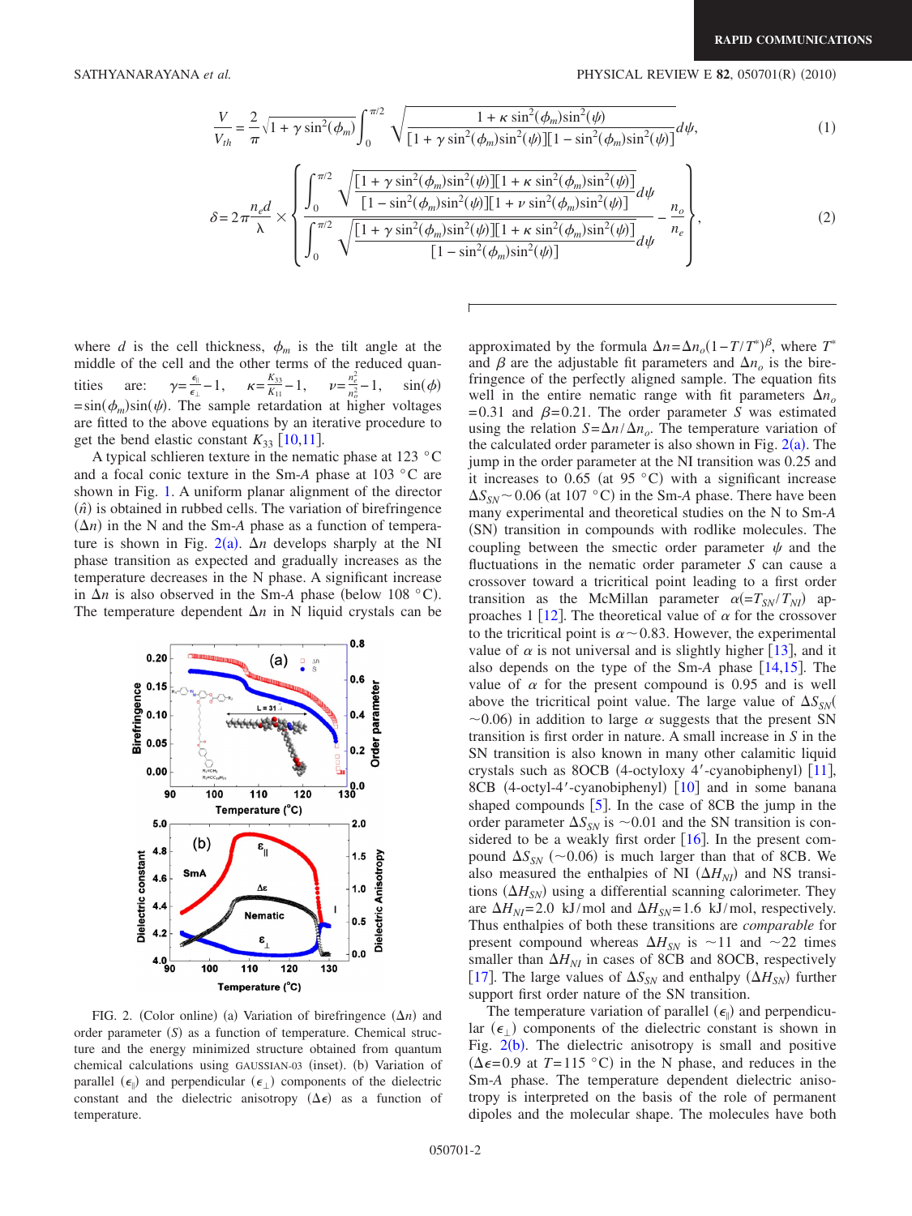$$\frac{V}{V_{th}} = \frac{2}{\pi}\sqrt{1+\gamma\sin^2(\phi_m)}\int_0^{\pi/2}\sqrt{\frac{1+\kappa\sin^2(\phi_m)\sin^2(\psi)}{[1+\gamma\sin^2(\phi_m)\sin^2(\psi)][1-\sin^2(\phi_m)\sin^2(\psi)]}}d\psi, \tag{1}$$

$$\delta = 2\pi\frac{n_e d}{\lambda}\times\left\{\frac{\displaystyle\int_0^{\pi/2}\sqrt{\frac{[1+\gamma\sin^2(\phi_m)\sin^2(\psi)][1+\kappa\sin^2(\phi_m)\sin^2(\psi)]}{[1-\sin^2(\phi_m)\sin^2(\psi)][1+\nu\sin^2(\phi_m)\sin^2(\psi)]}}d\psi}{\displaystyle\int_0^{\pi/2}\sqrt{\frac{[1+\gamma\sin^2(\phi_m)\sin^2(\psi)][1+\kappa\sin^2(\phi_m)\sin^2(\psi)]}{[1-\sin^2(\phi_m)\sin^2(\psi)]}}d\psi}-\frac{n_o}{n_e}\right\}, \tag{2}$$

where $d$ is the cell thickness, $\phi_m$ is the tilt angle at the middle of the cell and the other terms of the reduced quantities are: $\gamma=\frac{\epsilon_\parallel}{\epsilon_\perp}-1$, $\kappa=\frac{K_{33}}{K_{11}}-1$, $\nu=\frac{n_e^2}{n_o^2}-1$, $\sin(\phi)=\sin(\phi_m)\sin(\psi)$. The sample retardation at higher voltages are fitted to the above equations by an iterative procedure to get the bend elastic constant $K_{33}$ [10,11].

A typical schlieren texture in the nematic phase at 123 °C and a focal conic texture in the Sm-*A* phase at 103 °C are shown in Fig. 1. A uniform planar alignment of the director $(\hat{n})$ is obtained in rubbed cells. The variation of birefringence $(\Delta n)$ in the N and the Sm-*A* phase as a function of temperature is shown in Fig. 2(a). $\Delta n$ develops sharply at the NI phase transition as expected and gradually increases as the temperature decreases in the N phase. A significant increase in $\Delta n$ is also observed in the Sm-*A* phase (below 108 °C). The temperature dependent $\Delta n$ in N liquid crystals can be approximated by the formula $\Delta n=\Delta n_o(1-T/T^*)^\beta$, where $T^*$ and $\beta$ are the adjustable fit parameters and $\Delta n_o$ is the birefringence of the perfectly aligned sample. The equation fits well in the entire nematic range with fit parameters $\Delta n_o=0.31$ and $\beta=0.21$. The order parameter $S$ was estimated using the relation $S=\Delta n/\Delta n_o$. The temperature variation of the calculated order parameter is also shown in Fig. 2(a). The jump in the order parameter at the NI transition was 0.25 and it increases to 0.65 (at 95 °C) with a significant increase $\Delta S_{SN}\sim 0.06$ (at 107 °C) in the Sm-*A* phase. There have been many experimental and theoretical studies on the N to Sm-*A* (SN) transition in compounds with rodlike molecules. The coupling between the smectic order parameter $\psi$ and the fluctuations in the nematic order parameter $S$ can cause a crossover toward a tricritical point leading to a first order transition as the McMillan parameter $\alpha(=T_{SN}/T_{NI})$ approaches 1 [12]. The theoretical value of $\alpha$ for the crossover to the tricritical point is $\alpha\sim 0.83$. However, the experimental value of $\alpha$ is not universal and is slightly higher [13], and it also depends on the type of the Sm-*A* phase [14,15]. The value of $\alpha$ for the present compound is 0.95 and is well above the tricritical point value. The large value of $\Delta S_{SN}$ ($\sim$0.06) in addition to large $\alpha$ suggests that the present SN transition is first order in nature. A small increase in $S$ in the SN transition is also known in many other calamitic liquid crystals such as 8OCB (4-octyloxy 4′-cyanobiphenyl) [11], 8CB (4-octyl-4′-cyanobiphenyl) [10] and in some banana shaped compounds [5]. In the case of 8CB the jump in the order parameter $\Delta S_{SN}$ is $\sim$0.01 and the SN transition is considered to be a weakly first order [16]. In the present compound $\Delta S_{SN}$ ($\sim$0.06) is much larger than that of 8CB. We also measured the enthalpies of NI $(\Delta H_{NI})$ and NS transitions $(\Delta H_{SN})$ using a differential scanning calorimeter. They are $\Delta H_{NI}=2.0$ kJ/mol and $\Delta H_{SN}=1.6$ kJ/mol, respectively. Thus enthalpies of both these transitions are *comparable* for present compound whereas $\Delta H_{SN}$ is $\sim$11 and $\sim$22 times smaller than $\Delta H_{NI}$ in cases of 8CB and 8OCB, respectively [17]. The large values of $\Delta S_{SN}$ and enthalpy $(\Delta H_{SN})$ further support first order nature of the SN transition.

FIG. 2. (Color online) (a) Variation of birefringence $(\Delta n)$ and order parameter $(S)$ as a function of temperature. Chemical structure and the energy minimized structure obtained from quantum chemical calculations using GAUSSIAN-03 (inset). (b) Variation of parallel $(\epsilon_\parallel)$ and perpendicular $(\epsilon_\perp)$ components of the dielectric constant and the dielectric anisotropy $(\Delta\epsilon)$ as a function of temperature.

The temperature variation of parallel $(\epsilon_\parallel)$ and perpendicular $(\epsilon_\perp)$ components of the dielectric constant is shown in Fig. 2(b). The dielectric anisotropy is small and positive ($\Delta\epsilon=0.9$ at $T=115$ °C) in the N phase, and reduces in the Sm-*A* phase. The temperature dependent dielectric anisotropy is interpreted on the basis of the role of permanent dipoles and the molecular shape. The molecules have both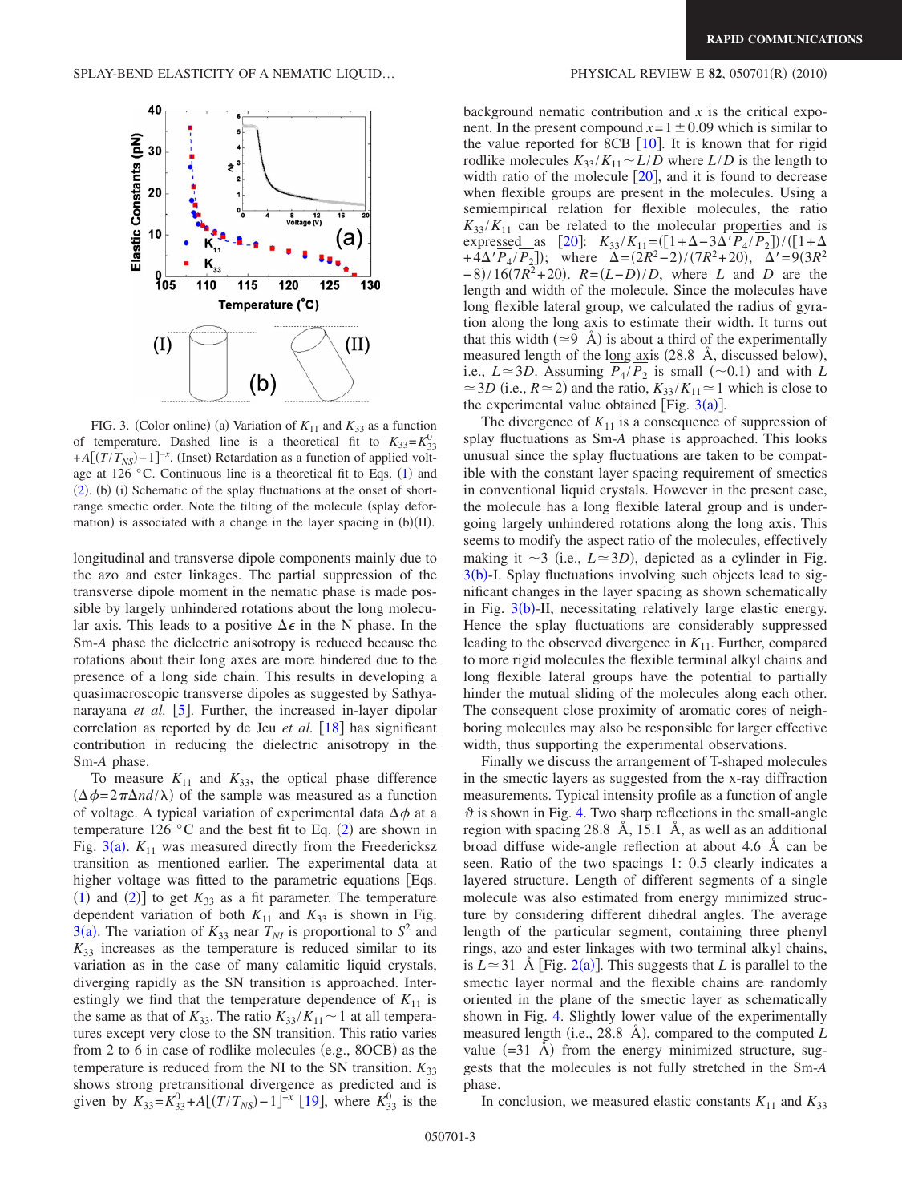FIG. 3. (Color online) (a) Variation of $K_{11}$ and $K_{33}$ as a function of temperature. Dashed line is a theoretical fit to $K_{33}=K_{33}^{0}+A[(T/T_{NS})-1]^{-x}$. (Inset) Retardation as a function of applied voltage at 126 °C. Continuous line is a theoretical fit to Eqs. (1) and (2). (b) (i) Schematic of the splay fluctuations at the onset of short-range smectic order. Note the tilting of the molecule (splay deformation) is associated with a change in the layer spacing in (b)(II).

longitudinal and transverse dipole components mainly due to the azo and ester linkages. The partial suppression of the transverse dipole moment in the nematic phase is made possible by largely unhindered rotations about the long molecular axis. This leads to a positive $\Delta\epsilon$ in the N phase. In the Sm-*A* phase the dielectric anisotropy is reduced because the rotations about their long axes are more hindered due to the presence of a long side chain. This results in developing a quasimacroscopic transverse dipoles as suggested by Sathyanarayana *et al.* [5]. Further, the increased in-layer dipolar correlation as reported by de Jeu *et al.* [18] has significant contribution in reducing the dielectric anisotropy in the Sm-*A* phase.

To measure $K_{11}$ and $K_{33}$, the optical phase difference ($\Delta\phi=2\pi\Delta n d/\lambda$) of the sample was measured as a function of voltage. A typical variation of experimental data $\Delta\phi$ at a temperature 126 °C and the best fit to Eq. (2) are shown in Fig. 3(a). $K_{11}$ was measured directly from the Freedericksz transition as mentioned earlier. The experimental data at higher voltage was fitted to the parametric equations [Eqs. (1) and (2)] to get $K_{33}$ as a fit parameter. The temperature dependent variation of both $K_{11}$ and $K_{33}$ is shown in Fig. 3(a). The variation of $K_{33}$ near $T_{NI}$ is proportional to $S^2$ and $K_{33}$ increases as the temperature is reduced similar to its variation as in the case of many calamitic liquid crystals, diverging rapidly as the SN transition is approached. Interestingly we find that the temperature dependence of $K_{11}$ is the same as that of $K_{33}$. The ratio $K_{33}/K_{11}\sim 1$ at all temperatures except very close to the SN transition. This ratio varies from 2 to 6 in case of rodlike molecules (e.g., 8OCB) as the temperature is reduced from the NI to the SN transition. $K_{33}$ shows strong pretransitional divergence as predicted and is given by $K_{33}=K_{33}^{0}+A[(T/T_{NS})-1]^{-x}$ [19], where $K_{33}^{0}$ is the background nematic contribution and $x$ is the critical exponent. In the present compound $x=1\pm 0.09$ which is similar to the value reported for 8CB [10]. It is known that for rigid rodlike molecules $K_{33}/K_{11}\sim L/D$ where $L/D$ is the length to width ratio of the molecule [20], and it is found to decrease when flexible groups are present in the molecules. Using a semiempirical relation for flexible molecules, the ratio $K_{33}/K_{11}$ can be related to the molecular properties and is expressed as [20]: $K_{33}/K_{11}=([1+\Delta-3\Delta' \overline{P_4}/\overline{P_2}])/([1+\Delta+4\Delta' \overline{P_4}/\overline{P_2}])$; where $\Delta=(2R^2-2)/(7R^2+20)$, $\Delta'=9(3R^2-8)/16(7R^2+20)$. $R=(L-D)/D$, where $L$ and $D$ are the length and width of the molecule. Since the molecules have long flexible lateral group, we calculated the radius of gyration along the long axis to estimate their width. It turns out that this width ($\simeq 9$ Å) is about a third of the experimentally measured length of the long axis (28.8 Å, discussed below), i.e., $L\simeq 3D$. Assuming $\overline{P_4}/\overline{P_2}$ is small ($\sim 0.1$) and with $L\simeq 3D$ (i.e., $R\simeq 2$) and the ratio, $K_{33}/K_{11}\simeq 1$ which is close to the experimental value obtained [Fig. 3(a)].

The divergence of $K_{11}$ is a consequence of suppression of splay fluctuations as Sm-*A* phase is approached. This looks unusual since the splay fluctuations are taken to be compatible with the constant layer spacing requirement of smectics in conventional liquid crystals. However in the present case, the molecule has a long flexible lateral group and is undergoing largely unhindered rotations along the long axis. This seems to modify the aspect ratio of the molecules, effectively making it $\sim 3$ (i.e., $L\simeq 3D$), depicted as a cylinder in Fig. 3(b)-I. Splay fluctuations involving such objects lead to significant changes in the layer spacing as shown schematically in Fig. 3(b)-II, necessitating relatively large elastic energy. Hence the splay fluctuations are considerably suppressed leading to the observed divergence in $K_{11}$. Further, compared to more rigid molecules the flexible terminal alkyl chains and long flexible lateral groups have the potential to partially hinder the mutual sliding of the molecules along each other. The consequent close proximity of aromatic cores of neighboring molecules may also be responsible for larger effective width, thus supporting the experimental observations.

Finally we discuss the arrangement of T-shaped molecules in the smectic layers as suggested from the x-ray diffraction measurements. Typical intensity profile as a function of angle $\vartheta$ is shown in Fig. 4. Two sharp reflections in the small-angle region with spacing 28.8 Å, 15.1 Å, as well as an additional broad diffuse wide-angle reflection at about 4.6 Å can be seen. Ratio of the two spacings 1: 0.5 clearly indicates a layered structure. Length of different segments of a single molecule was also estimated from energy minimized structure by considering different dihedral angles. The average length of the particular segment, containing three phenyl rings, azo and ester linkages with two terminal alkyl chains, is $L\simeq 31$ Å [Fig. 2(a)]. This suggests that $L$ is parallel to the smectic layer normal and the flexible chains are randomly oriented in the plane of the smectic layer as schematically shown in Fig. 4. Slightly lower value of the experimentally measured length (i.e., 28.8 Å), compared to the computed $L$ value ($=31$ Å) from the energy minimized structure, suggests that the molecules is not fully stretched in the Sm-*A* phase.

In conclusion, we measured elastic constants $K_{11}$ and $K_{33}$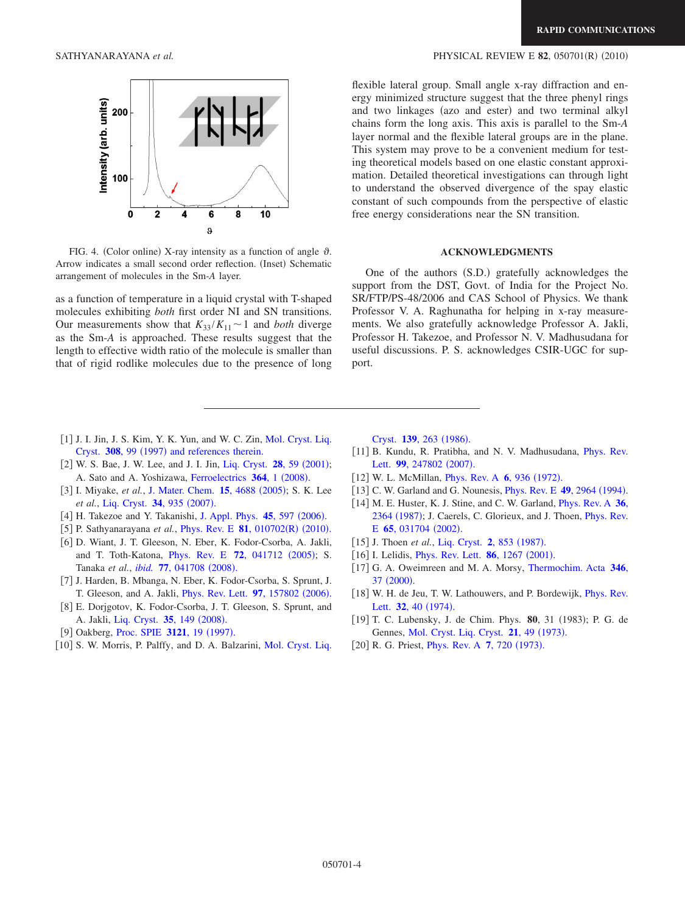Intensity (arb. units)

200

100

0 2 4 6 8 10

ϑ

FIG. 4. (Color online) X-ray intensity as a function of angle $\vartheta$. Arrow indicates a small second order reflection. (Inset) Schematic arrangement of molecules in the Sm-*A* layer.

as a function of temperature in a liquid crystal with T-shaped molecules exhibiting *both* first order NI and SN transitions. Our measurements show that $K_{33}/K_{11} \sim 1$ and *both* diverge as the Sm-*A* is approached. These results suggest that the length to effective width ratio of the molecule is smaller than that of rigid rodlike molecules due to the presence of long flexible lateral group. Small angle x-ray diffraction and energy minimized structure suggest that the three phenyl rings and two linkages (azo and ester) and two terminal alkyl chains form the long axis. This axis is parallel to the Sm-*A* layer normal and the flexible lateral groups are in the plane. This system may prove to be a convenient medium for testing theoretical models based on one elastic constant approximation. Detailed theoretical investigations can through light to understand the observed divergence of the spay elastic constant of such compounds from the perspective of elastic free energy considerations near the SN transition.

## ACKNOWLEDGMENTS

One of the authors (S.D.) gratefully acknowledges the support from the DST, Govt. of India for the Project No. SR/FTP/PS-48/2006 and CAS School of Physics. We thank Professor V. A. Raghunatha for helping in x-ray measurements. We also gratefully acknowledge Professor A. Jakli, Professor H. Takezoe, and Professor N. V. Madhusudana for useful discussions. P. S. acknowledges CSIR-UGC for support.

[1] J. I. Jin, J. S. Kim, Y. K. Yun, and W. C. Zin, Mol. Cryst. Liq. Cryst. **308**, 99 (1997) and references therein.

[2] W. S. Bae, J. W. Lee, and J. I. Jin, Liq. Cryst. **28**, 59 (2001); A. Sato and A. Yoshizawa, Ferroelectrics **364**, 1 (2008).

[3] I. Miyake, *et al.*, J. Mater. Chem. **15**, 4688 (2005); S. K. Lee *et al.*, Liq. Cryst. **34**, 935 (2007).

[4] H. Takezoe and Y. Takanishi, J. Appl. Phys. **45**, 597 (2006).

[5] P. Sathyanarayana *et al.*, Phys. Rev. E **81**, 010702(R) (2010).

[6] D. Wiant, J. T. Gleeson, N. Eber, K. Fodor-Csorba, A. Jakli, and T. Toth-Katona, Phys. Rev. E **72**, 041712 (2005); S. Tanaka *et al.*, *ibid.* **77**, 041708 (2008).

[7] J. Harden, B. Mbanga, N. Eber, K. Fodor-Csorba, S. Sprunt, J. T. Gleeson, and A. Jakli, Phys. Rev. Lett. **97**, 157802 (2006).

[8] E. Dorjgotov, K. Fodor-Csorba, J. T. Gleeson, S. Sprunt, and A. Jakli, Liq. Cryst. **35**, 149 (2008).

[9] Oakberg, Proc. SPIE **3121**, 19 (1997).

[10] S. W. Morris, P. Palffy, and D. A. Balzarini, Mol. Cryst. Liq. Cryst. **139**, 263 (1986).

[11] B. Kundu, R. Pratibha, and N. V. Madhusudana, Phys. Rev. Lett. **99**, 247802 (2007).

[12] W. L. McMillan, Phys. Rev. A **6**, 936 (1972).

[13] C. W. Garland and G. Nounesis, Phys. Rev. E **49**, 2964 (1994).

[14] M. E. Huster, K. J. Stine, and C. W. Garland, Phys. Rev. A **36**, 2364 (1987); J. Caerels, C. Glorieux, and J. Thoen, Phys. Rev. E **65**, 031704 (2002).

[15] J. Thoen *et al.*, Liq. Cryst. **2**, 853 (1987).

[16] I. Lelidis, Phys. Rev. Lett. **86**, 1267 (2001).

[17] G. A. Oweimreen and M. A. Morsy, Thermochim. Acta **346**, 37 (2000).

[18] W. H. de Jeu, T. W. Lathouwers, and P. Bordewijk, Phys. Rev. Lett. **32**, 40 (1974).

[19] T. C. Lubensky, J. de Chim. Phys. **80**, 31 (1983); P. G. de Gennes, Mol. Cryst. Liq. Cryst. **21**, 49 (1973).

[20] R. G. Priest, Phys. Rev. A **7**, 720 (1973).